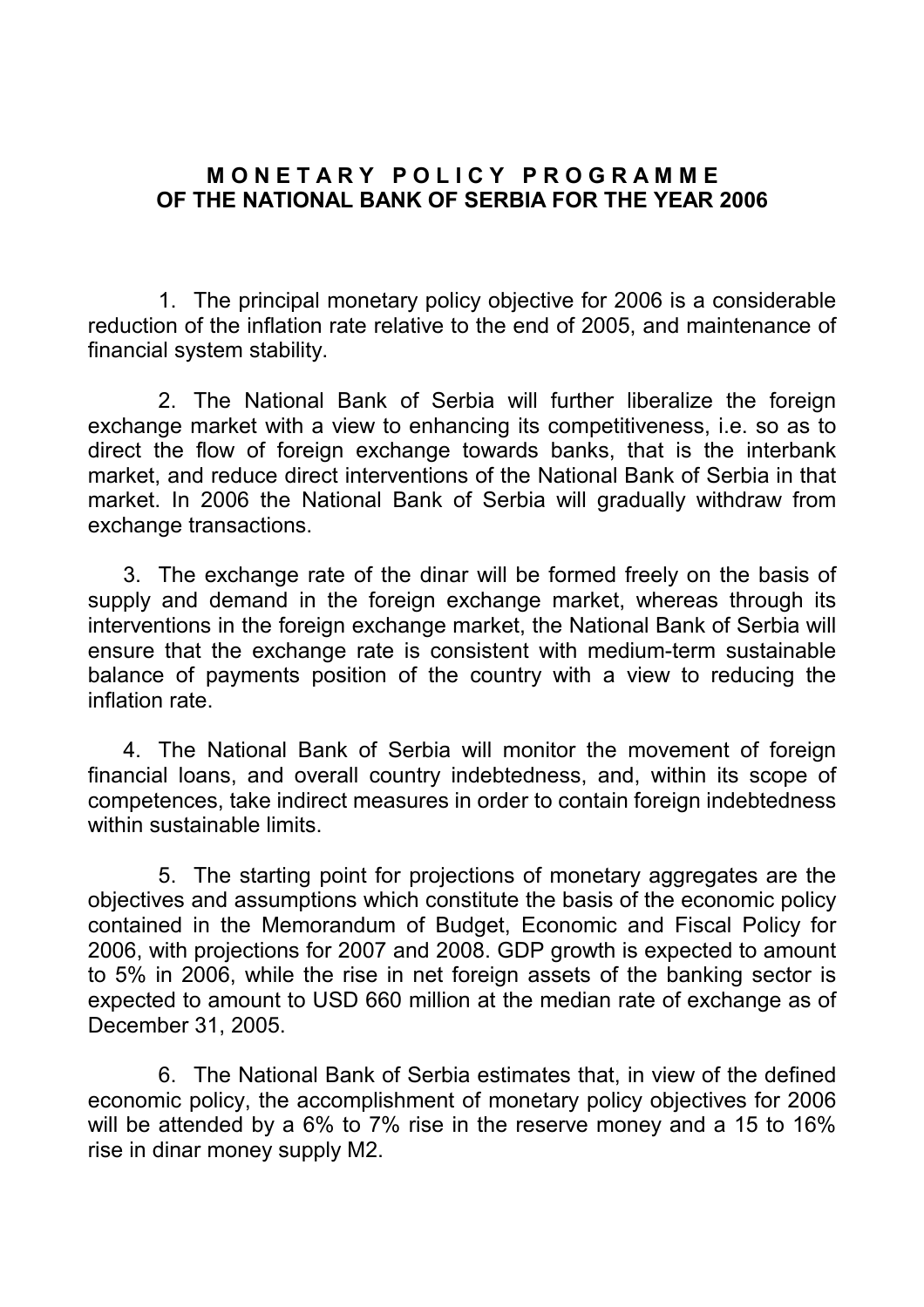# MONETARY POLICY PROGRAMME OF THE NATIONAL BANK OF SERBIA FOR THE YEAR 2006

1. The principal monetary policy objective for 2006 is a considerable reduction of the inflation rate relative to the end of 2005, and maintenance of financial system stability.

2. The National Bank of Serbia will further liberalize the foreign exchange market with a view to enhancing its competitiveness, i.e. so as to direct the flow of foreign exchange towards banks, that is the interbank market, and reduce direct interventions of the National Bank of Serbia in that market. In 2006 the National Bank of Serbia will gradually withdraw from exchange transactions.

3. The exchange rate of the dinar will be formed freely on the basis of supply and demand in the foreign exchange market, whereas through its interventions in the foreign exchange market, the National Bank of Serbia will ensure that the exchange rate is consistent with medium-term sustainable balance of payments position of the country with a view to reducing the inflation rate.

4. The National Bank of Serbia will monitor the movement of foreign financial loans, and overall country indebtedness, and, within its scope of competences, take indirect measures in order to contain foreign indebtedness within sustainable limits.

5. The starting point for projections of monetary aggregates are the objectives and assumptions which constitute the basis of the economic policy contained in the Memorandum of Budget, Economic and Fiscal Policy for 2006, with projections for 2007 and 2008. GDP growth is expected to amount to 5% in 2006, while the rise in net foreign assets of the banking sector is expected to amount to USD 660 million at the median rate of exchange as of December 31, 2005.

6. The National Bank of Serbia estimates that, in view of the defined economic policy, the accomplishment of monetary policy objectives for 2006 will be attended by a 6% to 7% rise in the reserve money and a 15 to 16% rise in dinar money supply M2.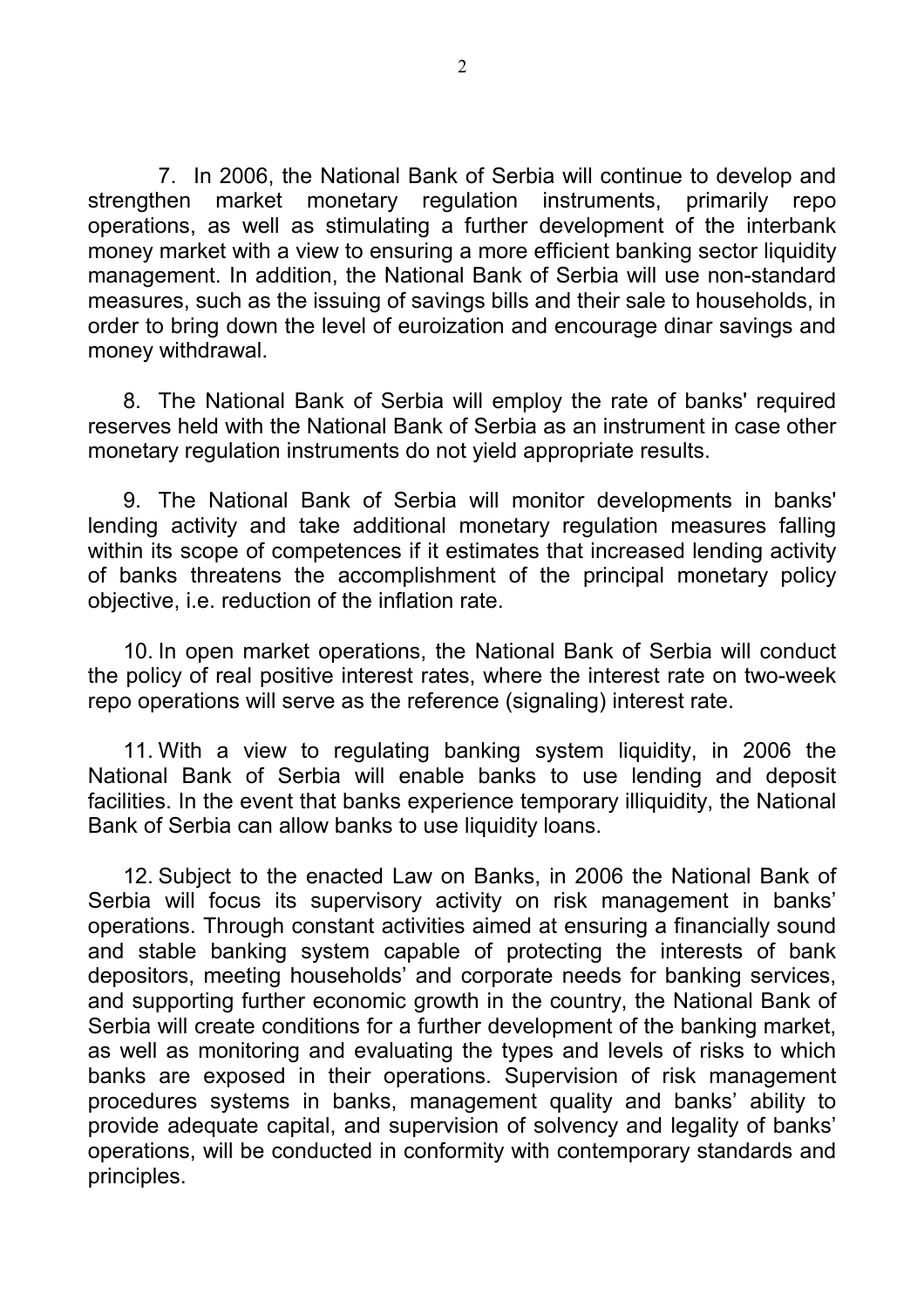7. In 2006, the National Bank of Serbia will continue to develop and strengthen market monetary regulation instruments, primarily repo operations, as well as stimulating a further development of the interbank money market with a view to ensuring a more efficient banking sector liquidity management. In addition, the National Bank of Serbia will use non-standard measures, such as the issuing of savings bills and their sale to households, in order to bring down the level of euroization and encourage dinar savings and money withdrawal.

8. The National Bank of Serbia will employ the rate of banks' required reserves held with the National Bank of Serbia as an instrument in case other monetary regulation instruments do not yield appropriate results.

9. The National Bank of Serbia will monitor developments in banks' lending activity and take additional monetary regulation measures falling within its scope of competences if it estimates that increased lending activity of banks threatens the accomplishment of the principal monetary policy objective, i.e. reduction of the inflation rate.

10. In open market operations, the National Bank of Serbia will conduct the policy of real positive interest rates, where the interest rate on two-week repo operations will serve as the reference (signaling) interest rate.

11. With a view to regulating banking system liquidity, in 2006 the National Bank of Serbia will enable banks to use lending and deposit facilities. In the event that banks experience temporary illiquidity, the National Bank of Serbia can allow banks to use liquidity loans.

12. Subject to the enacted Law on Banks, in 2006 the National Bank of Serbia will focus its supervisory activity on risk management in banks' operations. Through constant activities aimed at ensuring a financially sound and stable banking system capable of protecting the interests of bank depositors, meeting households' and corporate needs for banking services, and supporting further economic growth in the country, the National Bank of Serbia will create conditions for a further development of the banking market, as well as monitoring and evaluating the types and levels of risks to which banks are exposed in their operations. Supervision of risk management procedures systems in banks, management quality and banks' ability to provide adequate capital, and supervision of solvency and legality of banks' operations, will be conducted in conformity with contemporary standards and principles.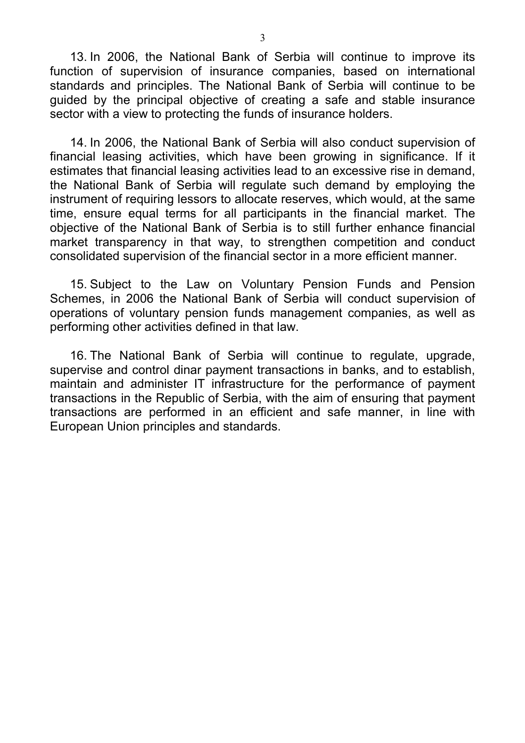13. In 2006, the National Bank of Serbia will continue to improve its function of supervision of insurance companies, based on international standards and principles. The National Bank of Serbia will continue to be guided by the principal objective of creating a safe and stable insurance sector with a view to protecting the funds of insurance holders.

14. In 2006, the National Bank of Serbia will also conduct supervision of financial leasing activities, which have been growing in significance. If it estimates that financial leasing activities lead to an excessive rise in demand, the National Bank of Serbia will regulate such demand by employing the instrument of requiring lessors to allocate reserves, which would, at the same time, ensure equal terms for all participants in the financial market. The objective of the National Bank of Serbia is to still further enhance financial market transparency in that way, to strengthen competition and conduct consolidated supervision of the financial sector in a more efficient manner.

15. Subject to the Law on Voluntary Pension Funds and Pension Schemes, in 2006 the National Bank of Serbia will conduct supervision of operations of voluntary pension funds management companies, as well as performing other activities defined in that law.

16. The National Bank of Serbia will continue to regulate, upgrade, supervise and control dinar payment transactions in banks, and to establish, maintain and administer IT infrastructure for the performance of payment transactions in the Republic of Serbia, with the aim of ensuring that payment transactions are performed in an efficient and safe manner, in line with European Union principles and standards.